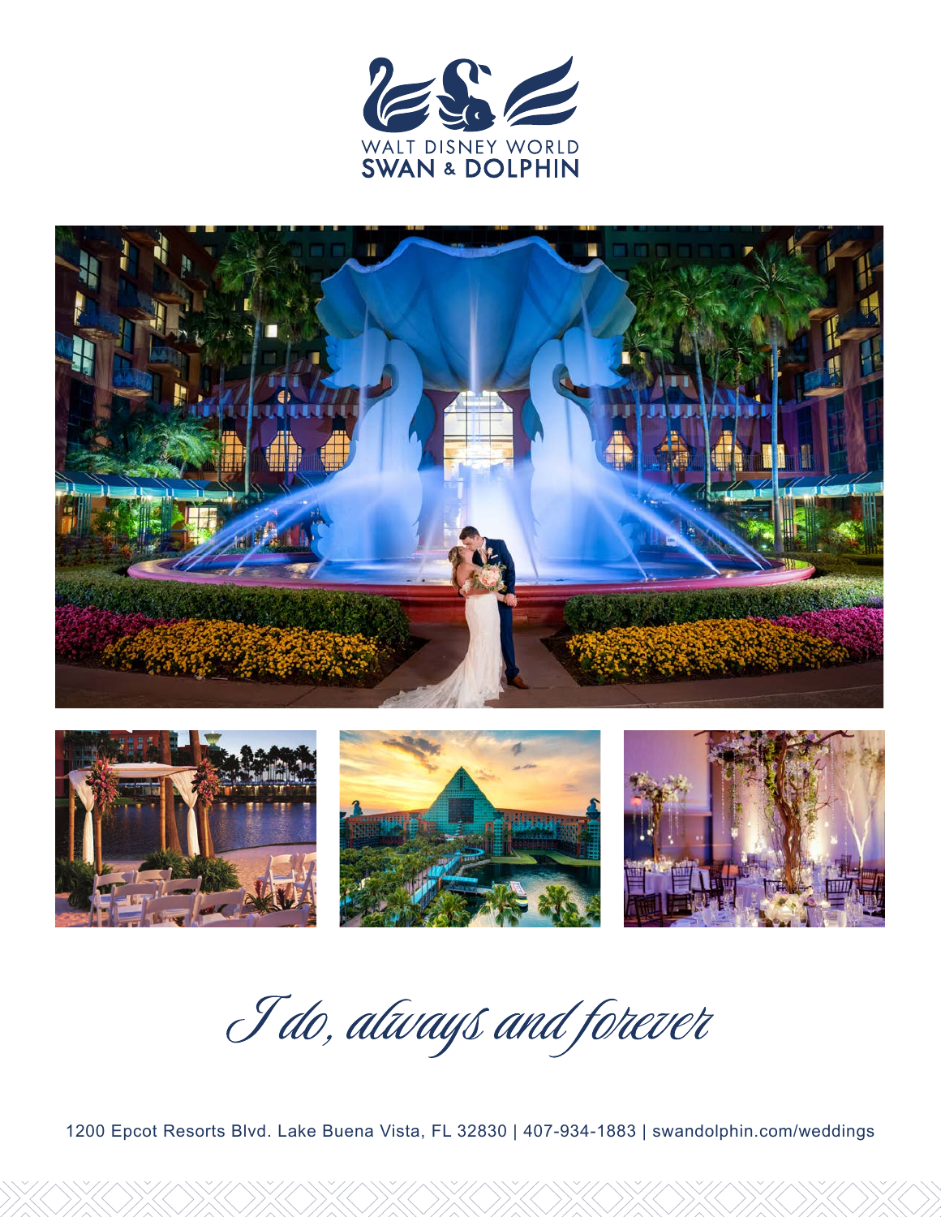WALT DISNEY WORLD
SWAN & DOLPHIN

*I do, always and forever*

1200 Epcot Resorts Blvd. Lake Buena Vista, FL 32830 | 407-934-1883 | swandolphin.com/weddings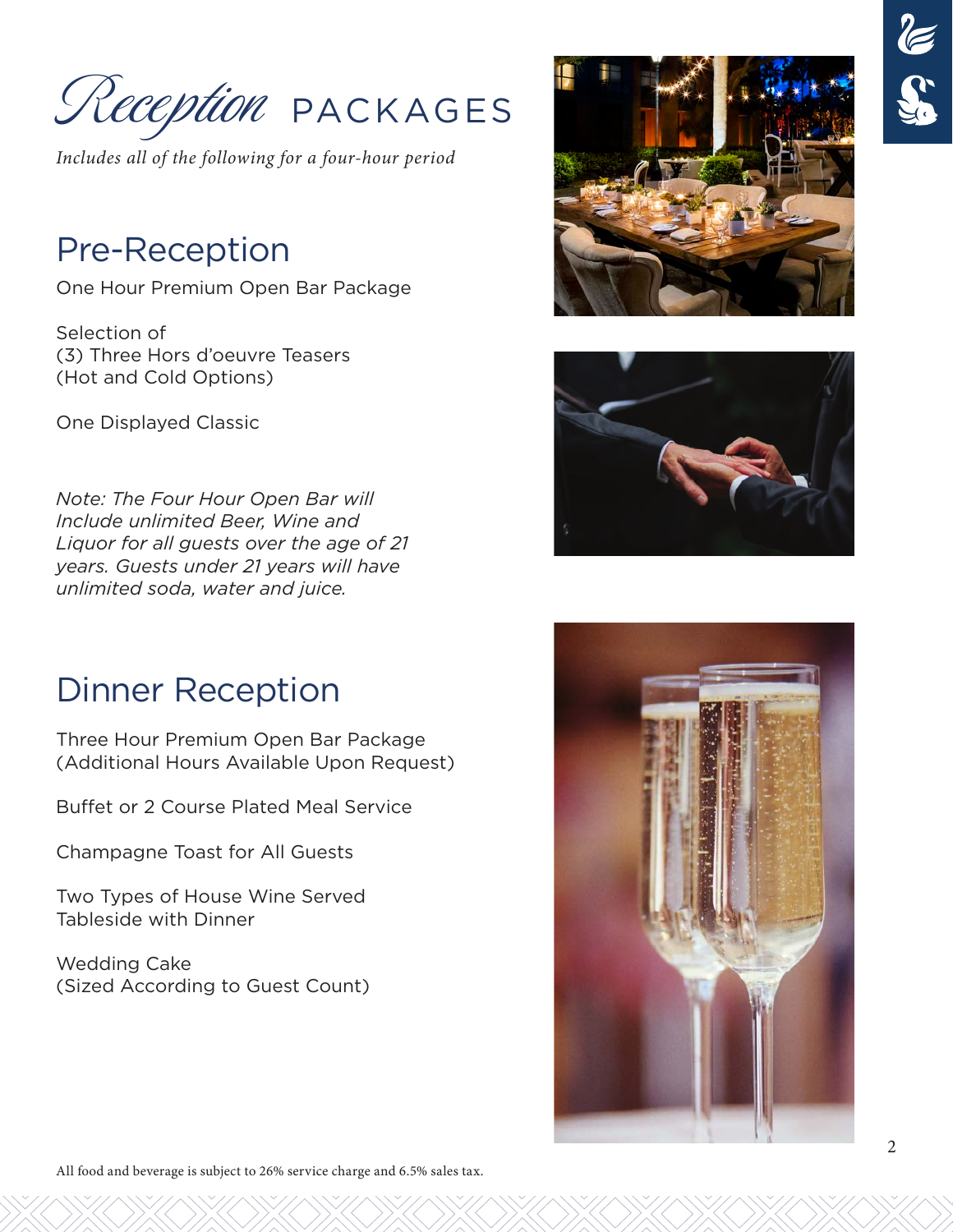# *Reception* PACKAGES

*Includes all of the following for a four-hour period*

## Pre-Reception

One Hour Premium Open Bar Package

Selection of
(3) Three Hors d'oeuvre Teasers
(Hot and Cold Options)

One Displayed Classic

*Note: The Four Hour Open Bar will Include unlimited Beer, Wine and Liquor for all guests over the age of 21 years. Guests under 21 years will have unlimited soda, water and juice.*

## Dinner Reception

Three Hour Premium Open Bar Package
(Additional Hours Available Upon Request)

Buffet or 2 Course Plated Meal Service

Champagne Toast for All Guests

Two Types of House Wine Served Tableside with Dinner

Wedding Cake
(Sized According to Guest Count)

All food and beverage is subject to 26% service charge and 6.5% sales tax.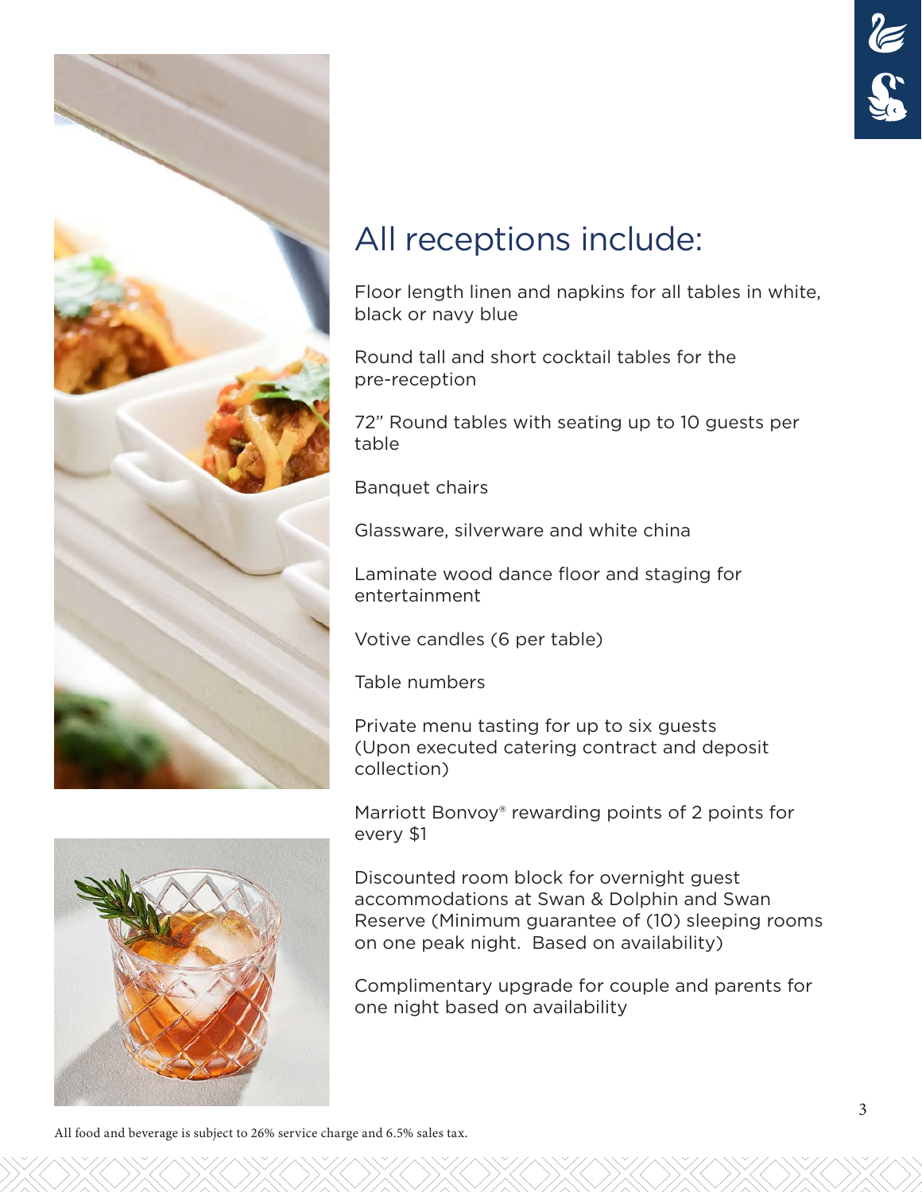# All receptions include:

Floor length linen and napkins for all tables in white, black or navy blue

Round tall and short cocktail tables for the pre-reception

72" Round tables with seating up to 10 guests per table

Banquet chairs

Glassware, silverware and white china

Laminate wood dance floor and staging for entertainment

Votive candles (6 per table)

Table numbers

Private menu tasting for up to six guests (Upon executed catering contract and deposit collection)

Marriott Bonvoy® rewarding points of 2 points for every $1

Discounted room block for overnight guest accommodations at Swan & Dolphin and Swan Reserve (Minimum guarantee of (10) sleeping rooms on one peak night. Based on availability)

Complimentary upgrade for couple and parents for one night based on availability

All food and beverage is subject to 26% service charge and 6.5% sales tax.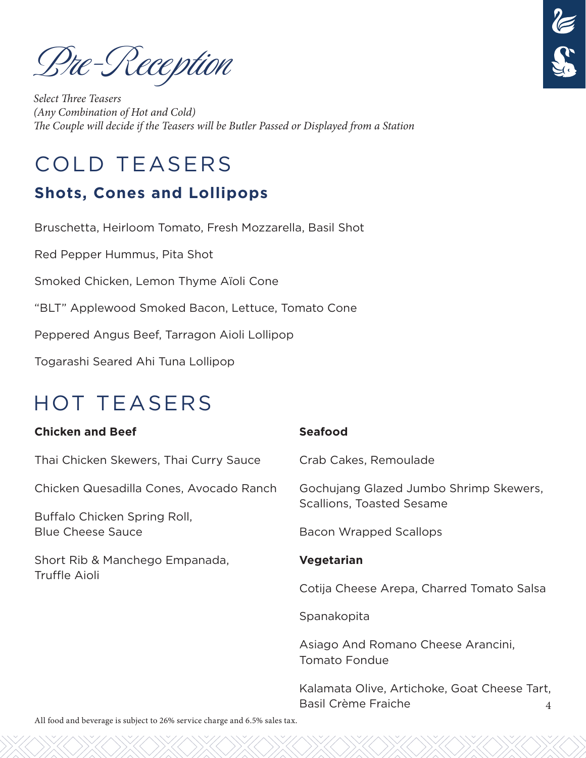# Pre-Reception

*Select Three Teasers*
*(Any Combination of Hot and Cold)*
*The Couple will decide if the Teasers will be Butler Passed or Displayed from a Station*

## COLD TEASERS

### Shots, Cones and Lollipops

Bruschetta, Heirloom Tomato, Fresh Mozzarella, Basil Shot

Red Pepper Hummus, Pita Shot

Smoked Chicken, Lemon Thyme Aïoli Cone

"BLT" Applewood Smoked Bacon, Lettuce, Tomato Cone

Peppered Angus Beef, Tarragon Aioli Lollipop

Togarashi Seared Ahi Tuna Lollipop

## HOT TEASERS

**Chicken and Beef**

Thai Chicken Skewers, Thai Curry Sauce

Chicken Quesadilla Cones, Avocado Ranch

Buffalo Chicken Spring Roll, Blue Cheese Sauce

Short Rib & Manchego Empanada, Truffle Aioli

**Seafood**

Crab Cakes, Remoulade

Gochujang Glazed Jumbo Shrimp Skewers, Scallions, Toasted Sesame

Bacon Wrapped Scallops

**Vegetarian**

Cotija Cheese Arepa, Charred Tomato Salsa

Spanakopita

Asiago And Romano Cheese Arancini, Tomato Fondue

Kalamata Olive, Artichoke, Goat Cheese Tart, Basil Crème Fraiche

All food and beverage is subject to 26% service charge and 6.5% sales tax.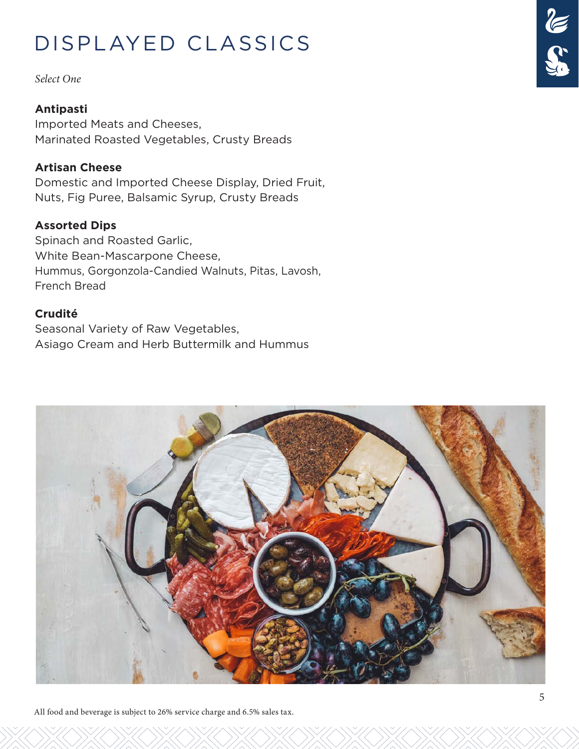# DISPLAYED CLASSICS

*Select One*

**Antipasti**
Imported Meats and Cheeses,
Marinated Roasted Vegetables, Crusty Breads

**Artisan Cheese**
Domestic and Imported Cheese Display, Dried Fruit,
Nuts, Fig Puree, Balsamic Syrup, Crusty Breads

**Assorted Dips**
Spinach and Roasted Garlic,
White Bean-Mascarpone Cheese,
Hummus, Gorgonzola-Candied Walnuts, Pitas, Lavosh,
French Bread

**Crudité**
Seasonal Variety of Raw Vegetables,
Asiago Cream and Herb Buttermilk and Hummus

All food and beverage is subject to 26% service charge and 6.5% sales tax.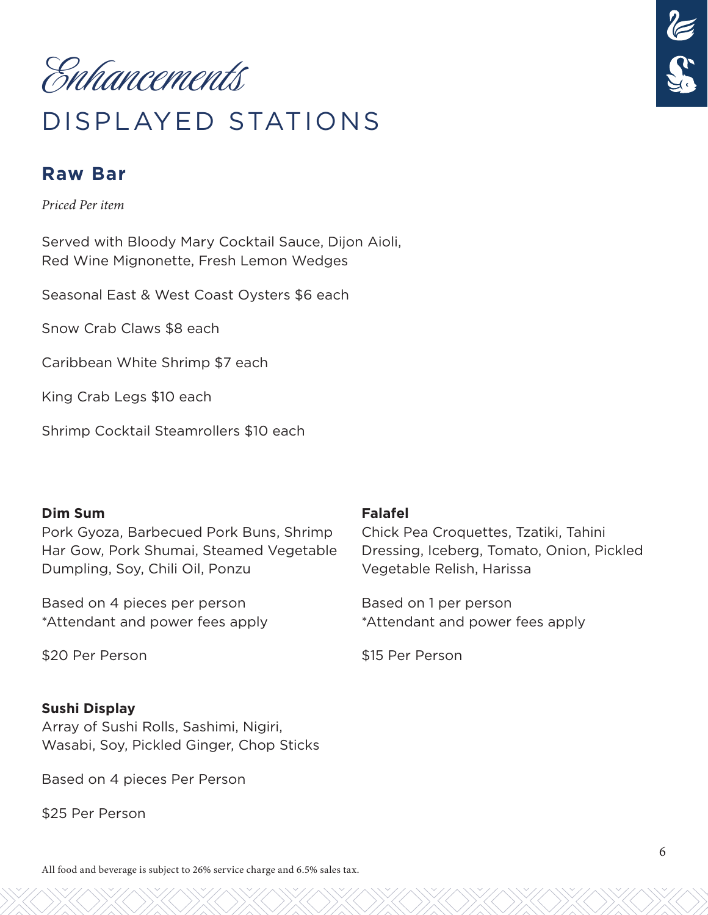# *Enhancements*

# DISPLAYED STATIONS

## Raw Bar

*Priced Per item*

Served with Bloody Mary Cocktail Sauce, Dijon Aioli, Red Wine Mignonette, Fresh Lemon Wedges

Seasonal East & West Coast Oysters $6 each

Snow Crab Claws $8 each

Caribbean White Shrimp $7 each

King Crab Legs $10 each

Shrimp Cocktail Steamrollers $10 each

**Dim Sum**

Pork Gyoza, Barbecued Pork Buns, Shrimp Har Gow, Pork Shumai, Steamed Vegetable Dumpling, Soy, Chili Oil, Ponzu

Based on 4 pieces per person
*Attendant and power fees apply

$20 Per Person

**Falafel**

Chick Pea Croquettes, Tzatiki, Tahini Dressing, Iceberg, Tomato, Onion, Pickled Vegetable Relish, Harissa

Based on 1 per person
*Attendant and power fees apply

$15 Per Person

**Sushi Display**

Array of Sushi Rolls, Sashimi, Nigiri, Wasabi, Soy, Pickled Ginger, Chop Sticks

Based on 4 pieces Per Person

$25 Per Person

All food and beverage is subject to 26% service charge and 6.5% sales tax.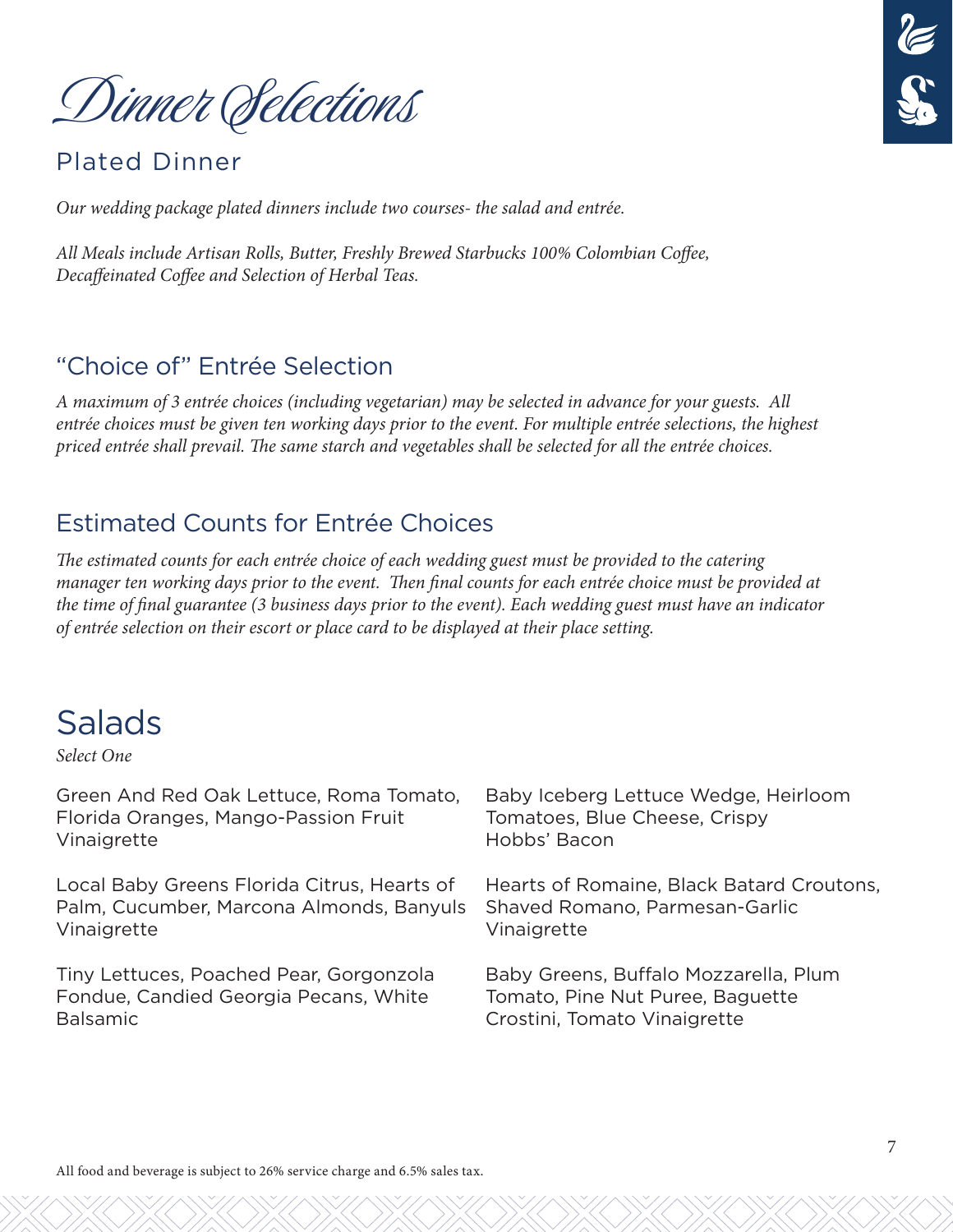# Dinner Selections

## Plated Dinner

*Our wedding package plated dinners include two courses- the salad and entrée.*

*All Meals include Artisan Rolls, Butter, Freshly Brewed Starbucks 100% Colombian Coffee, Decaffeinated Coffee and Selection of Herbal Teas.*

## "Choice of" Entrée Selection

*A maximum of 3 entrée choices (including vegetarian) may be selected in advance for your guests. All entrée choices must be given ten working days prior to the event. For multiple entrée selections, the highest priced entrée shall prevail. The same starch and vegetables shall be selected for all the entrée choices.*

## Estimated Counts for Entrée Choices

*The estimated counts for each entrée choice of each wedding guest must be provided to the catering manager ten working days prior to the event. Then final counts for each entrée choice must be provided at the time of final guarantee (3 business days prior to the event). Each wedding guest must have an indicator of entrée selection on their escort or place card to be displayed at their place setting.*

# Salads

*Select One*

Green And Red Oak Lettuce, Roma Tomato, Florida Oranges, Mango-Passion Fruit Vinaigrette

Local Baby Greens Florida Citrus, Hearts of Palm, Cucumber, Marcona Almonds, Banyuls Vinaigrette

Tiny Lettuces, Poached Pear, Gorgonzola Fondue, Candied Georgia Pecans, White Balsamic

Baby Iceberg Lettuce Wedge, Heirloom Tomatoes, Blue Cheese, Crispy Hobbs' Bacon

Hearts of Romaine, Black Batard Croutons, Shaved Romano, Parmesan-Garlic Vinaigrette

Baby Greens, Buffalo Mozzarella, Plum Tomato, Pine Nut Puree, Baguette Crostini, Tomato Vinaigrette

All food and beverage is subject to 26% service charge and 6.5% sales tax.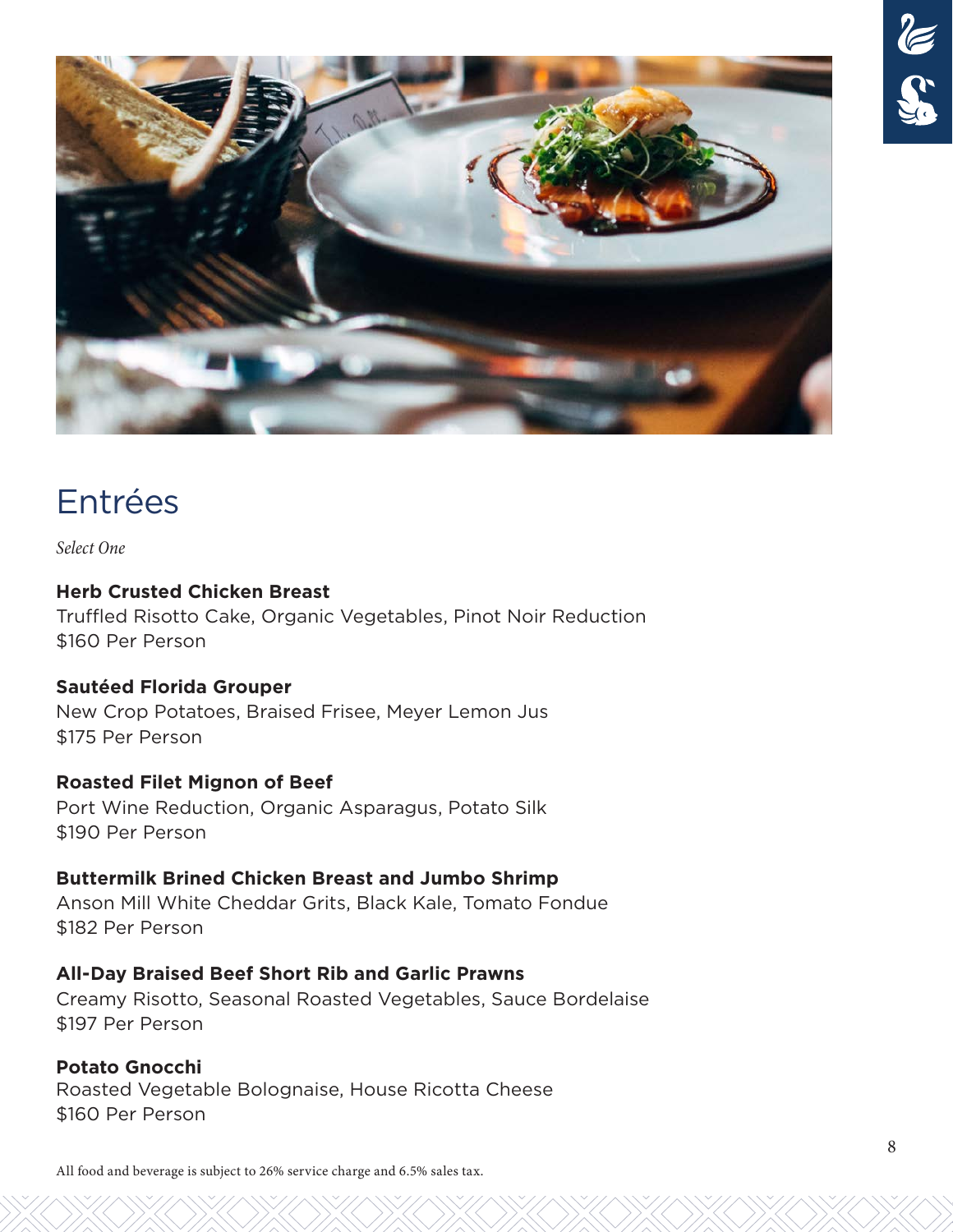# Entrées

*Select One*

**Herb Crusted Chicken Breast**
Truffled Risotto Cake, Organic Vegetables, Pinot Noir Reduction
$160 Per Person

**Sautéed Florida Grouper**
New Crop Potatoes, Braised Frisee, Meyer Lemon Jus
$175 Per Person

**Roasted Filet Mignon of Beef**
Port Wine Reduction, Organic Asparagus, Potato Silk
$190 Per Person

**Buttermilk Brined Chicken Breast and Jumbo Shrimp**
Anson Mill White Cheddar Grits, Black Kale, Tomato Fondue
$182 Per Person

**All-Day Braised Beef Short Rib and Garlic Prawns**
Creamy Risotto, Seasonal Roasted Vegetables, Sauce Bordelaise
$197 Per Person

**Potato Gnocchi**
Roasted Vegetable Bolognaise, House Ricotta Cheese
$160 Per Person

All food and beverage is subject to 26% service charge and 6.5% sales tax.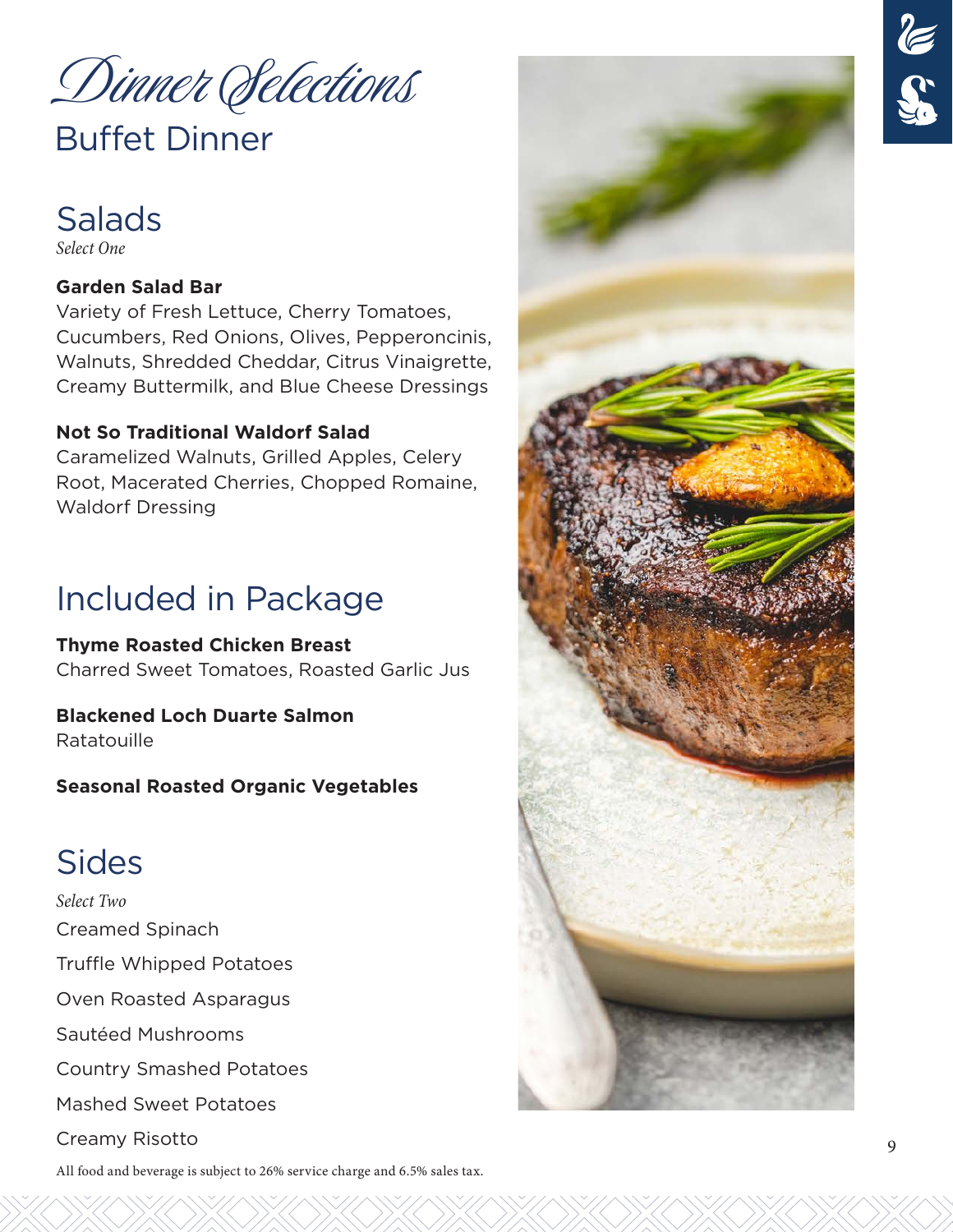# Dinner Selections

## Buffet Dinner

### Salads

*Select One*

**Garden Salad Bar**
Variety of Fresh Lettuce, Cherry Tomatoes, Cucumbers, Red Onions, Olives, Pepperoncinis, Walnuts, Shredded Cheddar, Citrus Vinaigrette, Creamy Buttermilk, and Blue Cheese Dressings

**Not So Traditional Waldorf Salad**
Caramelized Walnuts, Grilled Apples, Celery Root, Macerated Cherries, Chopped Romaine, Waldorf Dressing

### Included in Package

**Thyme Roasted Chicken Breast**
Charred Sweet Tomatoes, Roasted Garlic Jus

**Blackened Loch Duarte Salmon**
Ratatouille

**Seasonal Roasted Organic Vegetables**

### Sides

*Select Two*

Creamed Spinach

Truffle Whipped Potatoes

Oven Roasted Asparagus

Sautéed Mushrooms

Country Smashed Potatoes

Mashed Sweet Potatoes

Creamy Risotto

All food and beverage is subject to 26% service charge and 6.5% sales tax.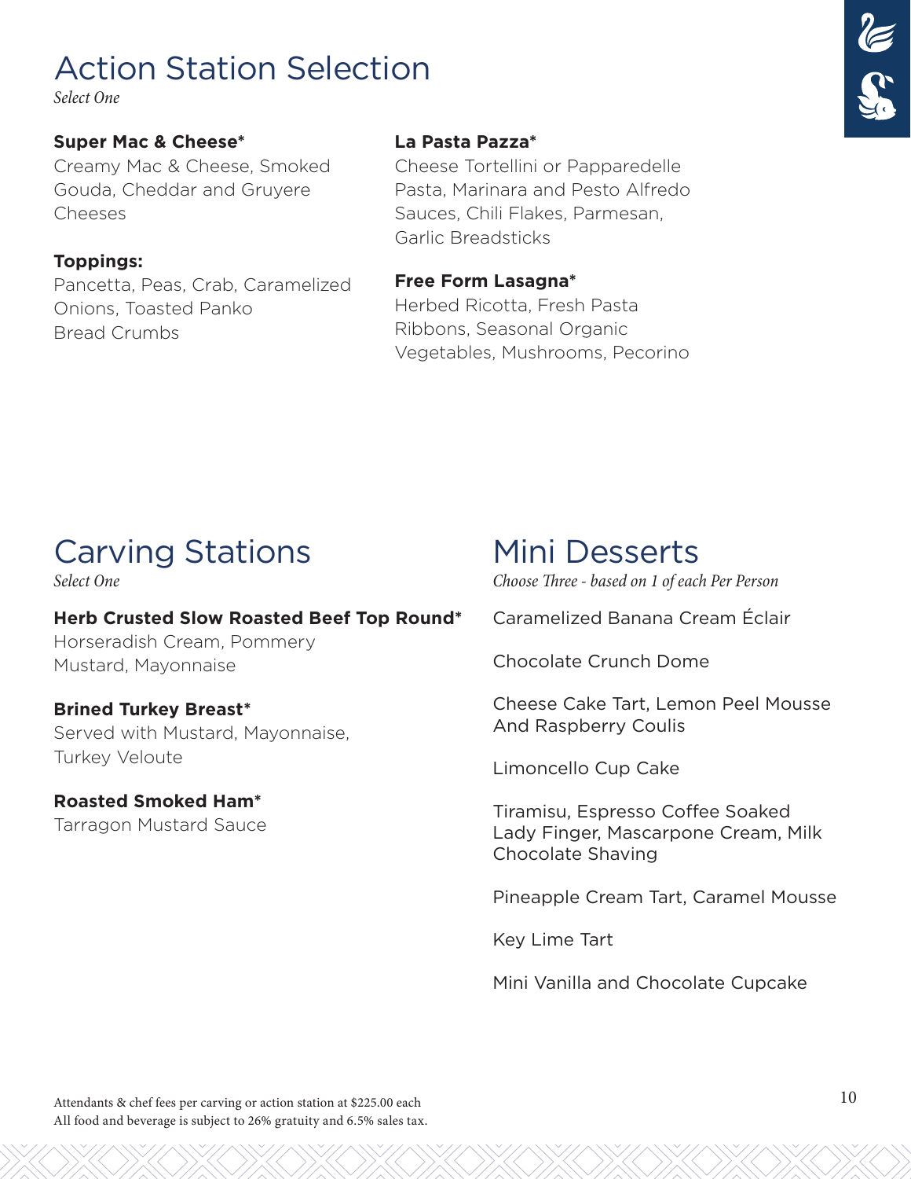# Action Station Selection

*Select One*

**Super Mac & Cheese***
Creamy Mac & Cheese, Smoked Gouda, Cheddar and Gruyere Cheeses

**Toppings:**
Pancetta, Peas, Crab, Caramelized Onions, Toasted Panko Bread Crumbs

**La Pasta Pazza***
Cheese Tortellini or Papparedelle Pasta, Marinara and Pesto Alfredo Sauces, Chili Flakes, Parmesan, Garlic Breadsticks

**Free Form Lasagna***
Herbed Ricotta, Fresh Pasta Ribbons, Seasonal Organic Vegetables, Mushrooms, Pecorino

# Carving Stations

*Select One*

**Herb Crusted Slow Roasted Beef Top Round***
Horseradish Cream, Pommery Mustard, Mayonnaise

**Brined Turkey Breast***
Served with Mustard, Mayonnaise, Turkey Veloute

**Roasted Smoked Ham***
Tarragon Mustard Sauce

# Mini Desserts

*Choose Three - based on 1 of each Per Person*

Caramelized Banana Cream Éclair

Chocolate Crunch Dome

Cheese Cake Tart, Lemon Peel Mousse And Raspberry Coulis

Limoncello Cup Cake

Tiramisu, Espresso Coffee Soaked Lady Finger, Mascarpone Cream, Milk Chocolate Shaving

Pineapple Cream Tart, Caramel Mousse

Key Lime Tart

Mini Vanilla and Chocolate Cupcake

Attendants & chef fees per carving or action station at $225.00 each
All food and beverage is subject to 26% gratuity and 6.5% sales tax.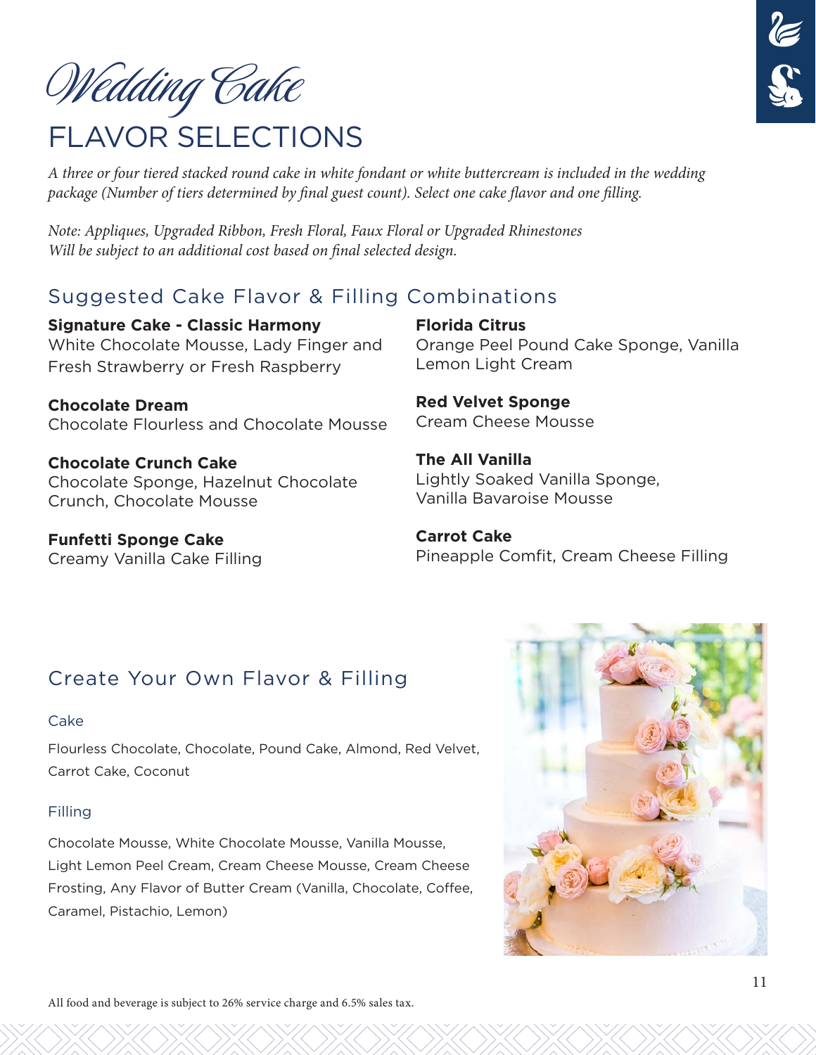# Wedding Cake

## FLAVOR SELECTIONS

*A three or four tiered stacked round cake in white fondant or white buttercream is included in the wedding package (Number of tiers determined by final guest count). Select one cake flavor and one filling.*

*Note: Appliques, Upgraded Ribbon, Fresh Floral, Faux Floral or Upgraded Rhinestones Will be subject to an additional cost based on final selected design.*

### Suggested Cake Flavor & Filling Combinations

**Signature Cake - Classic Harmony**
White Chocolate Mousse, Lady Finger and Fresh Strawberry or Fresh Raspberry

**Chocolate Dream**
Chocolate Flourless and Chocolate Mousse

**Chocolate Crunch Cake**
Chocolate Sponge, Hazelnut Chocolate Crunch, Chocolate Mousse

**Funfetti Sponge Cake**
Creamy Vanilla Cake Filling

**Florida Citrus**
Orange Peel Pound Cake Sponge, Vanilla Lemon Light Cream

**Red Velvet Sponge**
Cream Cheese Mousse

**The All Vanilla**
Lightly Soaked Vanilla Sponge, Vanilla Bavaroise Mousse

**Carrot Cake**
Pineapple Comfit, Cream Cheese Filling

### Create Your Own Flavor & Filling

#### Cake

Flourless Chocolate, Chocolate, Pound Cake, Almond, Red Velvet, Carrot Cake, Coconut

#### Filling

Chocolate Mousse, White Chocolate Mousse, Vanilla Mousse, Light Lemon Peel Cream, Cream Cheese Mousse, Cream Cheese Frosting, Any Flavor of Butter Cream (Vanilla, Chocolate, Coffee, Caramel, Pistachio, Lemon)

All food and beverage is subject to 26% service charge and 6.5% sales tax.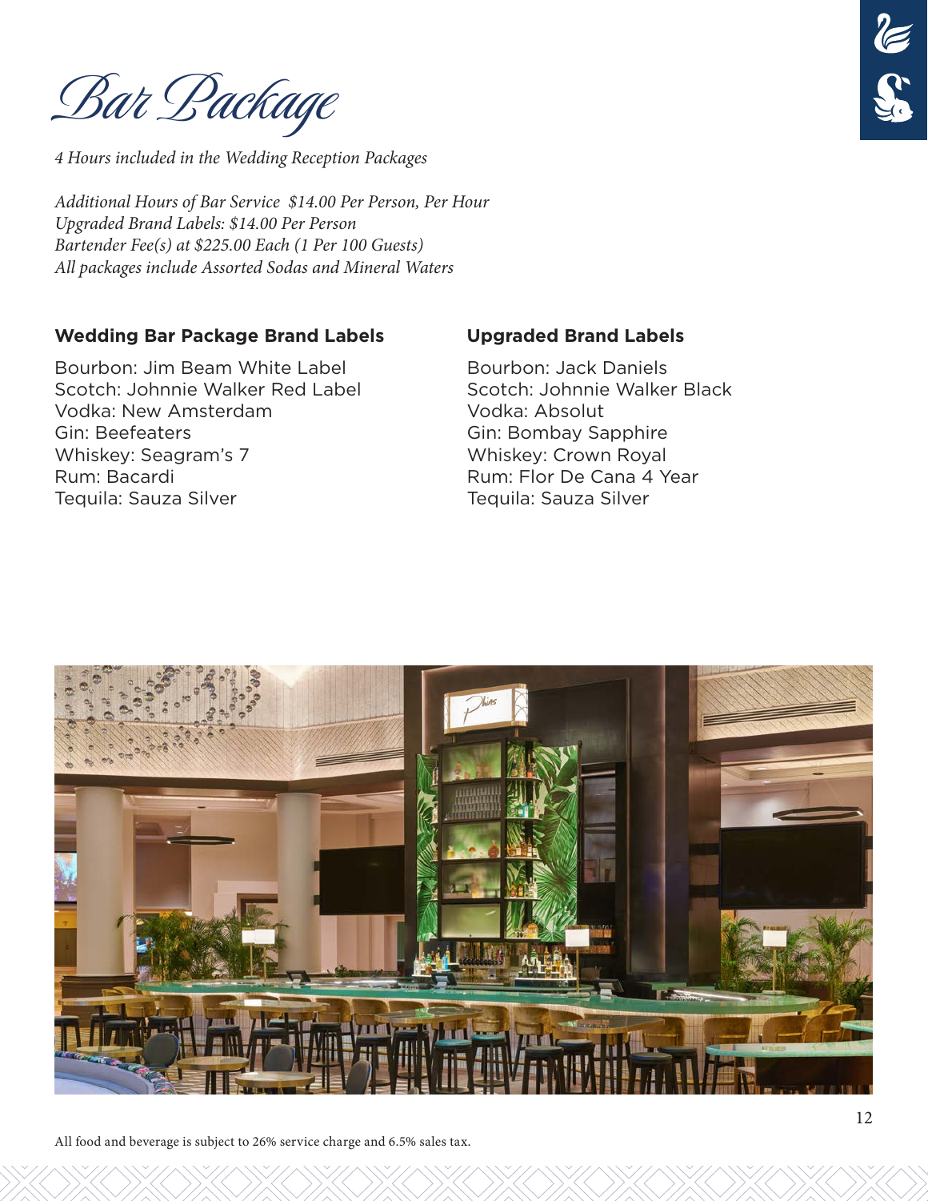# Bar Package

*4 Hours included in the Wedding Reception Packages*

*Additional Hours of Bar Service $14.00 Per Person, Per Hour*
*Upgraded Brand Labels: $14.00 Per Person*
*Bartender Fee(s) at $225.00 Each (1 Per 100 Guests)*
*All packages include Assorted Sodas and Mineral Waters*

**Wedding Bar Package Brand Labels**

Bourbon: Jim Beam White Label
Scotch: Johnnie Walker Red Label
Vodka: New Amsterdam
Gin: Beefeaters
Whiskey: Seagram's 7
Rum: Bacardi
Tequila: Sauza Silver

**Upgraded Brand Labels**

Bourbon: Jack Daniels
Scotch: Johnnie Walker Black
Vodka: Absolut
Gin: Bombay Sapphire
Whiskey: Crown Royal
Rum: Flor De Cana 4 Year
Tequila: Sauza Silver

All food and beverage is subject to 26% service charge and 6.5% sales tax.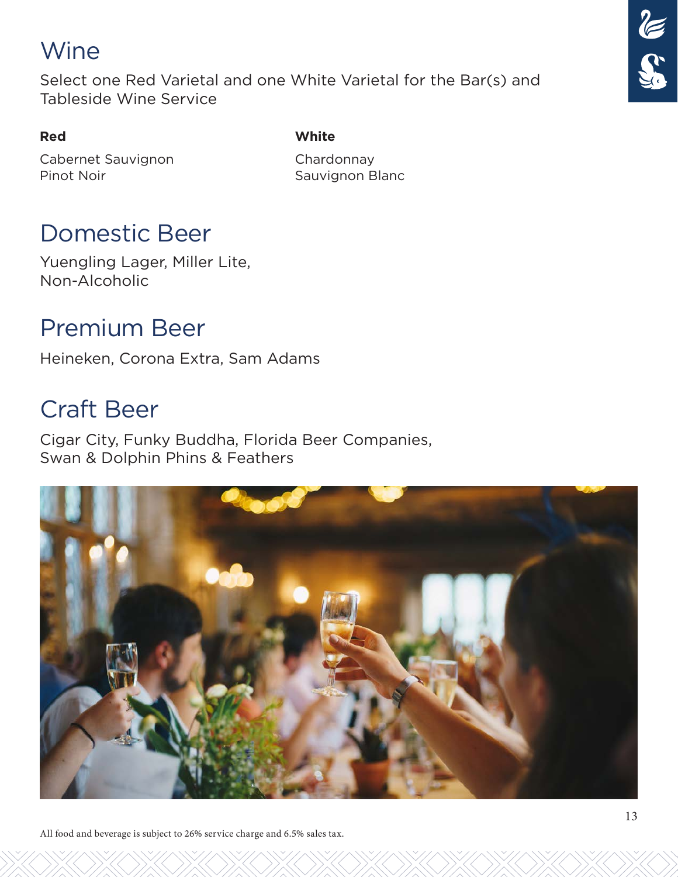# Wine

Select one Red Varietal and one White Varietal for the Bar(s) and Tableside Wine Service

**Red**

Cabernet Sauvignon
Pinot Noir

**White**

Chardonnay
Sauvignon Blanc

# Domestic Beer

Yuengling Lager, Miller Lite, Non-Alcoholic

# Premium Beer

Heineken, Corona Extra, Sam Adams

# Craft Beer

Cigar City, Funky Buddha, Florida Beer Companies, Swan & Dolphin Phins & Feathers

All food and beverage is subject to 26% service charge and 6.5% sales tax.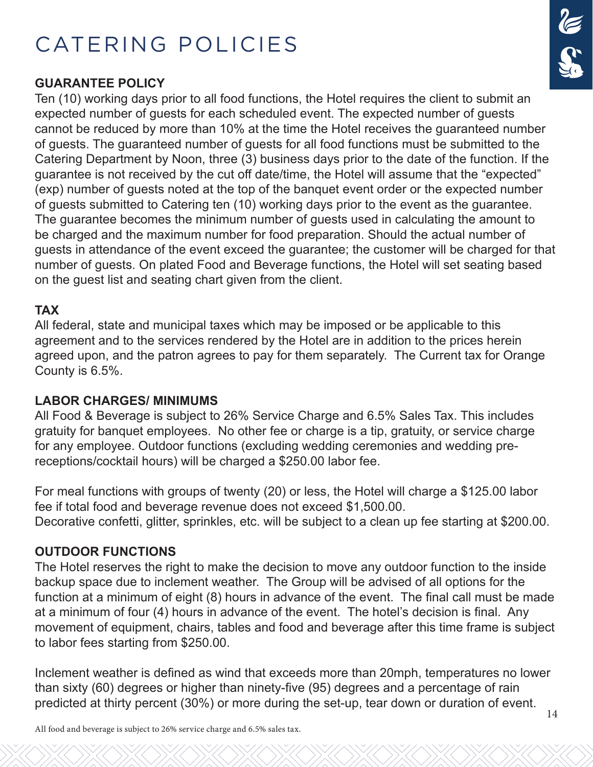# CATERING POLICIES

**GUARANTEE POLICY**

Ten (10) working days prior to all food functions, the Hotel requires the client to submit an expected number of guests for each scheduled event. The expected number of guests cannot be reduced by more than 10% at the time the Hotel receives the guaranteed number of guests. The guaranteed number of guests for all food functions must be submitted to the Catering Department by Noon, three (3) business days prior to the date of the function. If the guarantee is not received by the cut off date/time, the Hotel will assume that the "expected" (exp) number of guests noted at the top of the banquet event order or the expected number of guests submitted to Catering ten (10) working days prior to the event as the guarantee. The guarantee becomes the minimum number of guests used in calculating the amount to be charged and the maximum number for food preparation. Should the actual number of guests in attendance of the event exceed the guarantee; the customer will be charged for that number of guests. On plated Food and Beverage functions, the Hotel will set seating based on the guest list and seating chart given from the client.

**TAX**

All federal, state and municipal taxes which may be imposed or be applicable to this agreement and to the services rendered by the Hotel are in addition to the prices herein agreed upon, and the patron agrees to pay for them separately. The Current tax for Orange County is 6.5%.

**LABOR CHARGES/ MINIMUMS**

All Food & Beverage is subject to 26% Service Charge and 6.5% Sales Tax. This includes gratuity for banquet employees. No other fee or charge is a tip, gratuity, or service charge for any employee. Outdoor functions (excluding wedding ceremonies and wedding pre-receptions/cocktail hours) will be charged a $250.00 labor fee.

For meal functions with groups of twenty (20) or less, the Hotel will charge a $125.00 labor fee if total food and beverage revenue does not exceed $1,500.00.
Decorative confetti, glitter, sprinkles, etc. will be subject to a clean up fee starting at $200.00.

**OUTDOOR FUNCTIONS**

The Hotel reserves the right to make the decision to move any outdoor function to the inside backup space due to inclement weather. The Group will be advised of all options for the function at a minimum of eight (8) hours in advance of the event. The final call must be made at a minimum of four (4) hours in advance of the event. The hotel's decision is final. Any movement of equipment, chairs, tables and food and beverage after this time frame is subject to labor fees starting from $250.00.

Inclement weather is defined as wind that exceeds more than 20mph, temperatures no lower than sixty (60) degrees or higher than ninety-five (95) degrees and a percentage of rain predicted at thirty percent (30%) or more during the set-up, tear down or duration of event.

All food and beverage is subject to 26% service charge and 6.5% sales tax.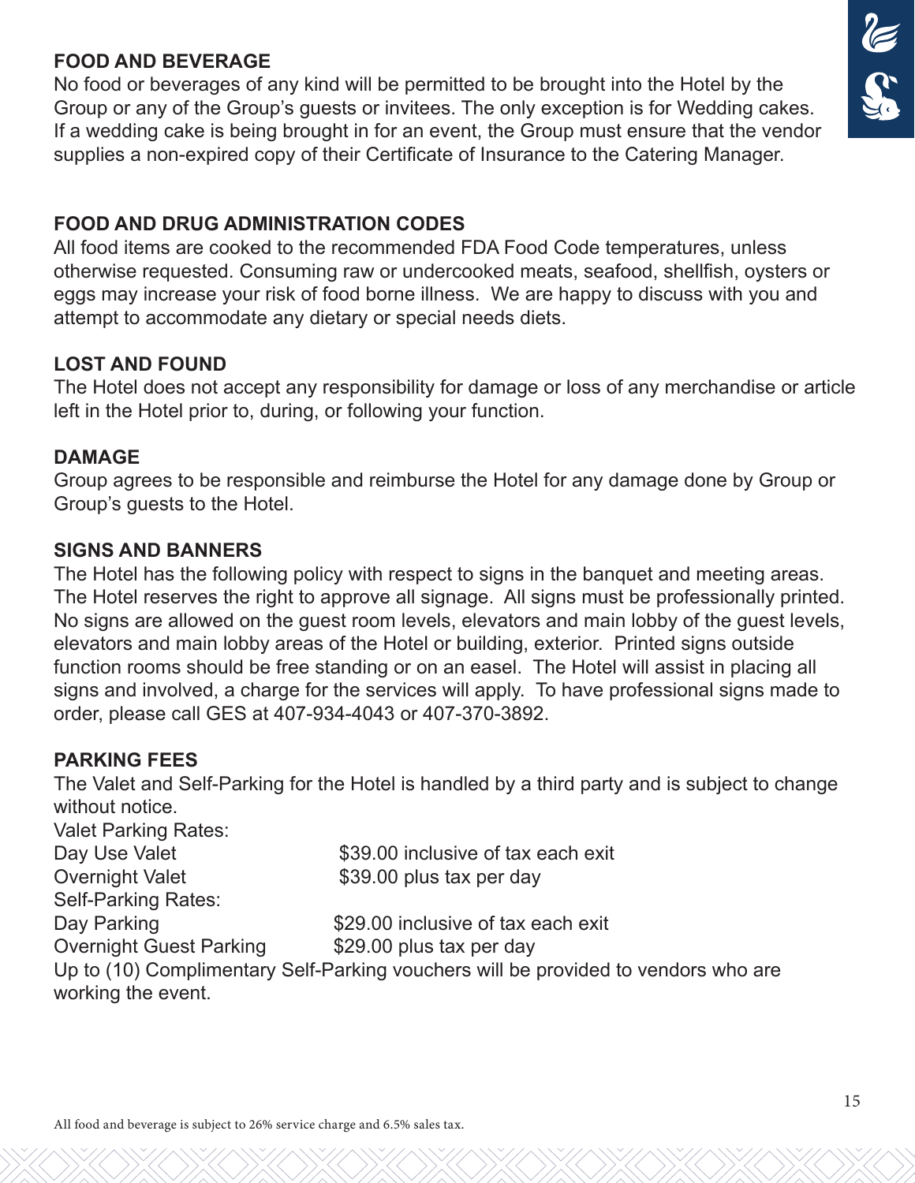## FOOD AND BEVERAGE

No food or beverages of any kind will be permitted to be brought into the Hotel by the Group or any of the Group's guests or invitees. The only exception is for Wedding cakes. If a wedding cake is being brought in for an event, the Group must ensure that the vendor supplies a non-expired copy of their Certificate of Insurance to the Catering Manager.

## FOOD AND DRUG ADMINISTRATION CODES

All food items are cooked to the recommended FDA Food Code temperatures, unless otherwise requested. Consuming raw or undercooked meats, seafood, shellfish, oysters or eggs may increase your risk of food borne illness. We are happy to discuss with you and attempt to accommodate any dietary or special needs diets.

## LOST AND FOUND

The Hotel does not accept any responsibility for damage or loss of any merchandise or article left in the Hotel prior to, during, or following your function.

## DAMAGE

Group agrees to be responsible and reimburse the Hotel for any damage done by Group or Group's guests to the Hotel.

## SIGNS AND BANNERS

The Hotel has the following policy with respect to signs in the banquet and meeting areas. The Hotel reserves the right to approve all signage. All signs must be professionally printed. No signs are allowed on the guest room levels, elevators and main lobby of the guest levels, elevators and main lobby areas of the Hotel or building, exterior. Printed signs outside function rooms should be free standing or on an easel. The Hotel will assist in placing all signs and involved, a charge for the services will apply. To have professional signs made to order, please call GES at 407-934-4043 or 407-370-3892.

## PARKING FEES

The Valet and Self-Parking for the Hotel is handled by a third party and is subject to change without notice.

Valet Parking Rates:

| | |
|---|---|
| Day Use Valet | $39.00 inclusive of tax each exit |
| Overnight Valet | $39.00 plus tax per day |

Self-Parking Rates:

| | |
|---|---|
| Day Parking | $29.00 inclusive of tax each exit |
| Overnight Guest Parking | $29.00 plus tax per day |

Up to (10) Complimentary Self-Parking vouchers will be provided to vendors who are working the event.

All food and beverage is subject to 26% service charge and 6.5% sales tax.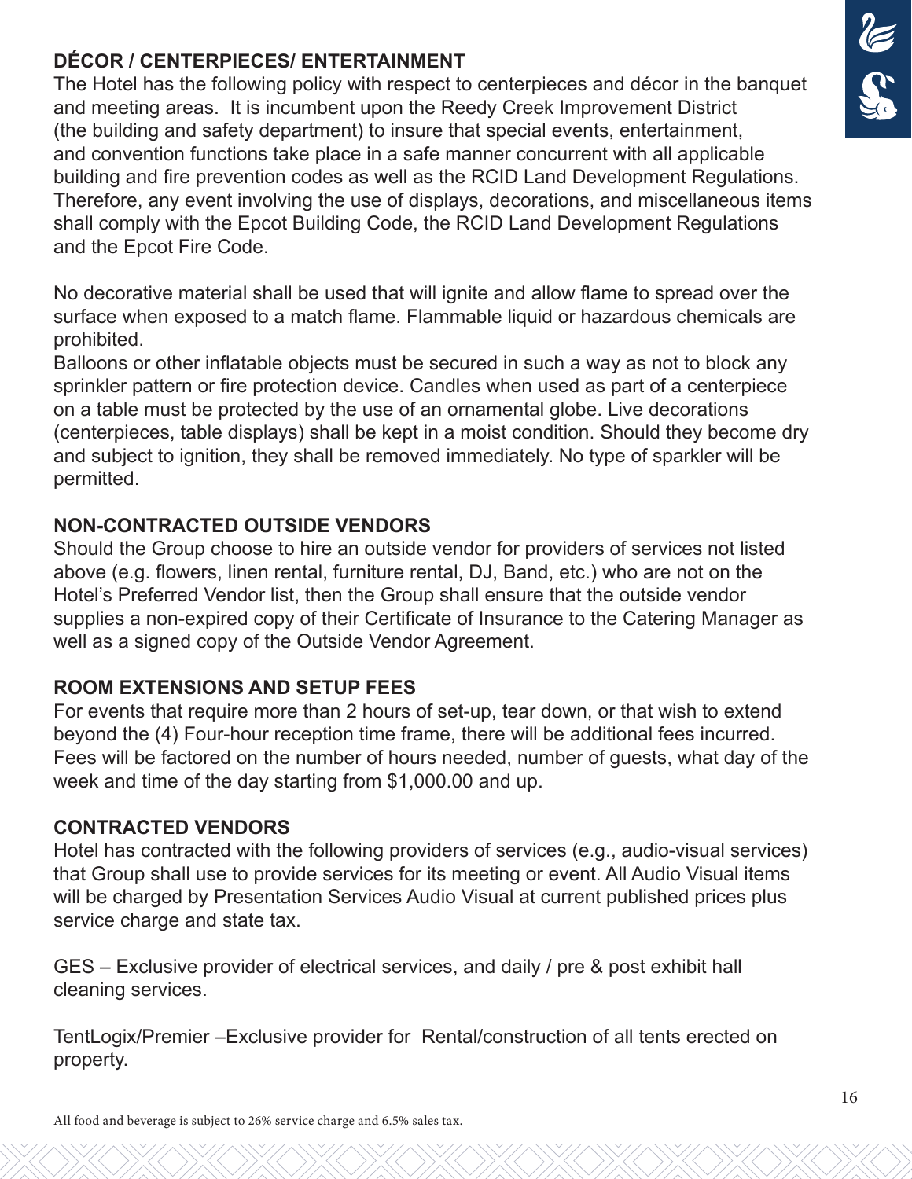### DÉCOR / CENTERPIECES/ ENTERTAINMENT

The Hotel has the following policy with respect to centerpieces and décor in the banquet and meeting areas. It is incumbent upon the Reedy Creek Improvement District (the building and safety department) to insure that special events, entertainment, and convention functions take place in a safe manner concurrent with all applicable building and fire prevention codes as well as the RCID Land Development Regulations. Therefore, any event involving the use of displays, decorations, and miscellaneous items shall comply with the Epcot Building Code, the RCID Land Development Regulations and the Epcot Fire Code.

No decorative material shall be used that will ignite and allow flame to spread over the surface when exposed to a match flame. Flammable liquid or hazardous chemicals are prohibited.
Balloons or other inflatable objects must be secured in such a way as not to block any sprinkler pattern or fire protection device. Candles when used as part of a centerpiece on a table must be protected by the use of an ornamental globe. Live decorations (centerpieces, table displays) shall be kept in a moist condition. Should they become dry and subject to ignition, they shall be removed immediately. No type of sparkler will be permitted.

### NON-CONTRACTED OUTSIDE VENDORS

Should the Group choose to hire an outside vendor for providers of services not listed above (e.g. flowers, linen rental, furniture rental, DJ, Band, etc.) who are not on the Hotel's Preferred Vendor list, then the Group shall ensure that the outside vendor supplies a non-expired copy of their Certificate of Insurance to the Catering Manager as well as a signed copy of the Outside Vendor Agreement.

### ROOM EXTENSIONS AND SETUP FEES

For events that require more than 2 hours of set-up, tear down, or that wish to extend beyond the (4) Four-hour reception time frame, there will be additional fees incurred. Fees will be factored on the number of hours needed, number of guests, what day of the week and time of the day starting from $1,000.00 and up.

### CONTRACTED VENDORS

Hotel has contracted with the following providers of services (e.g., audio-visual services) that Group shall use to provide services for its meeting or event. All Audio Visual items will be charged by Presentation Services Audio Visual at current published prices plus service charge and state tax.

GES – Exclusive provider of electrical services, and daily / pre & post exhibit hall cleaning services.

TentLogix/Premier –Exclusive provider for Rental/construction of all tents erected on property.

All food and beverage is subject to 26% service charge and 6.5% sales tax.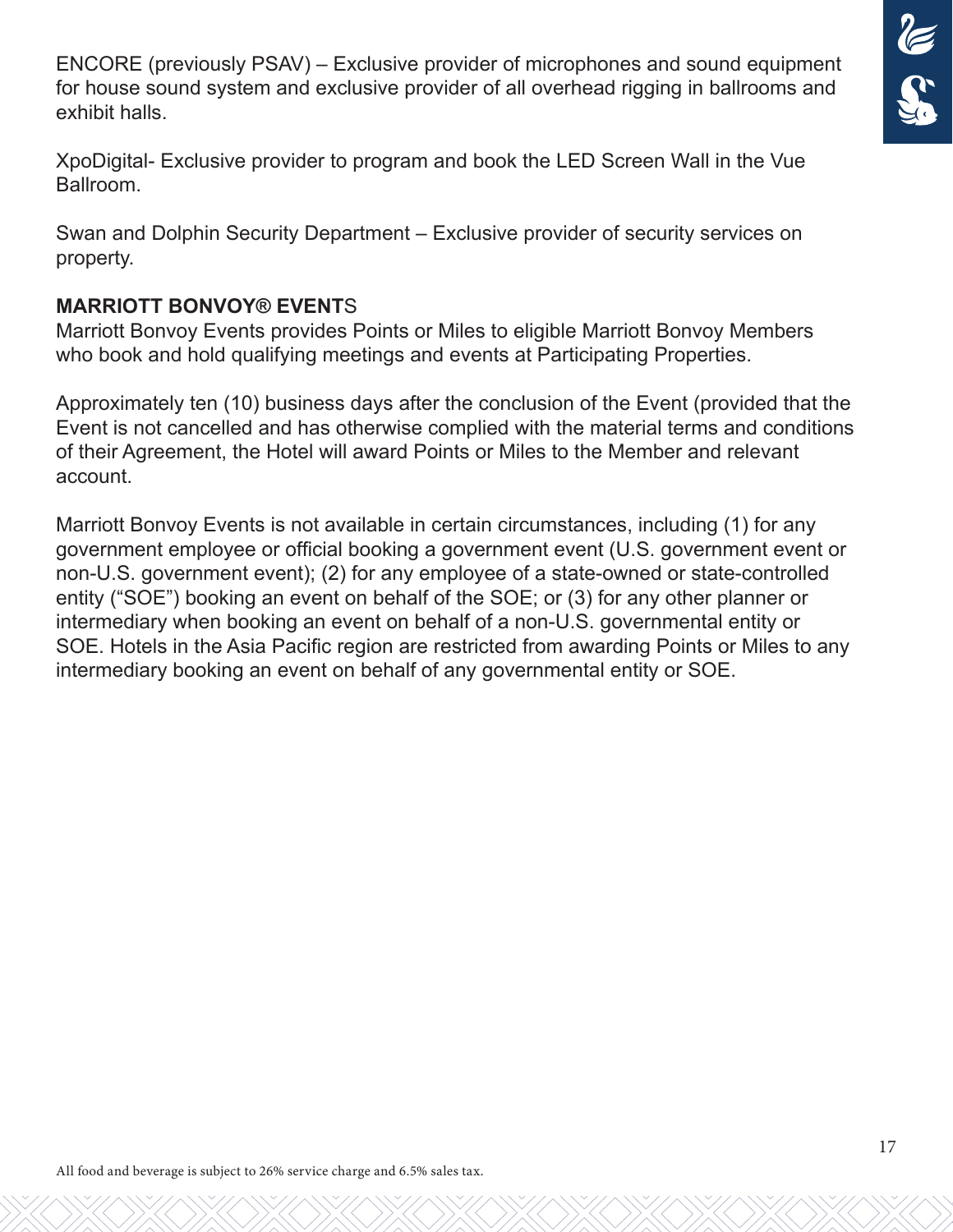ENCORE (previously PSAV) – Exclusive provider of microphones and sound equipment for house sound system and exclusive provider of all overhead rigging in ballrooms and exhibit halls.

XpoDigital- Exclusive provider to program and book the LED Screen Wall in the Vue Ballroom.

Swan and Dolphin Security Department – Exclusive provider of security services on property.

**MARRIOTT BONVOY® EVENTS**

Marriott Bonvoy Events provides Points or Miles to eligible Marriott Bonvoy Members who book and hold qualifying meetings and events at Participating Properties.

Approximately ten (10) business days after the conclusion of the Event (provided that the Event is not cancelled and has otherwise complied with the material terms and conditions of their Agreement, the Hotel will award Points or Miles to the Member and relevant account.

Marriott Bonvoy Events is not available in certain circumstances, including (1) for any government employee or official booking a government event (U.S. government event or non-U.S. government event); (2) for any employee of a state-owned or state-controlled entity (“SOE”) booking an event on behalf of the SOE; or (3) for any other planner or intermediary when booking an event on behalf of a non-U.S. governmental entity or SOE. Hotels in the Asia Pacific region are restricted from awarding Points or Miles to any intermediary booking an event on behalf of any governmental entity or SOE.